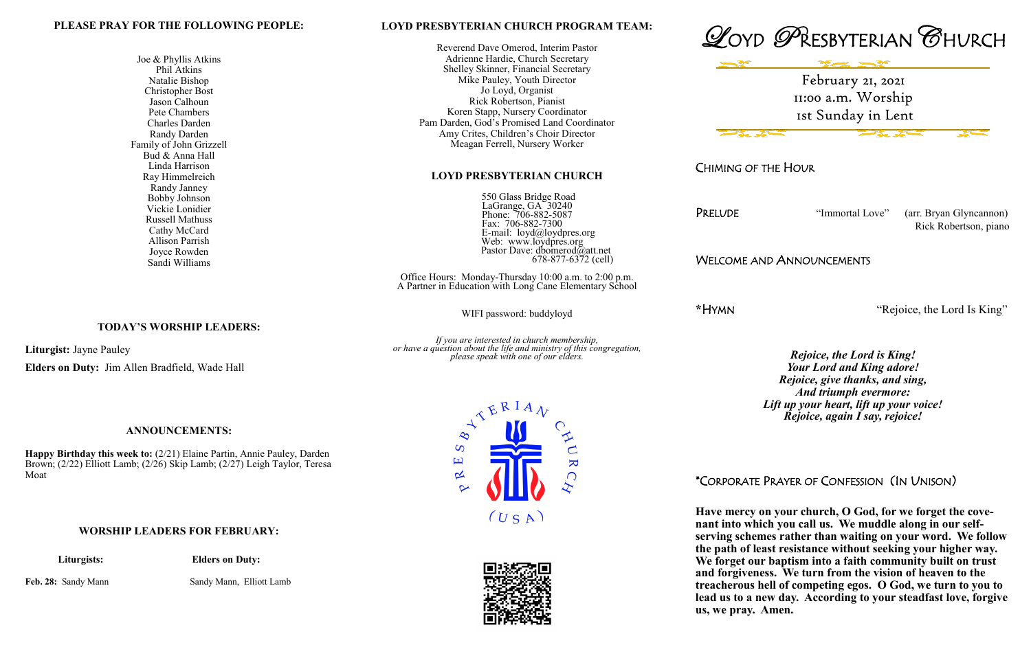**PLEASE PRAY FOR THE FOLLOWING PEOPLE:**

Joe & Phyllis Atkins
Phil Atkins
Natalie Bishop
Christopher Bost
Jason Calhoun
Pete Chambers
Charles Darden
Randy Darden
Family of John Grizzell
Bud & Anna Hall
Linda Harrison
Ray Himmelreich
Randy Janney
Bobby Johnson
Vickie Lonidier
Russell Mathuss
Cathy McCard
Allison Parrish
Joyce Rowden
Sandi Williams

**TODAY'S WORSHIP LEADERS:**

**Liturgist:** Jayne Pauley

**Elders on Duty:** Jim Allen Bradfield, Wade Hall

**ANNOUNCEMENTS:**

**Happy Birthday this week to:** (2/21) Elaine Partin, Annie Pauley, Darden Brown; (2/22) Elliott Lamb; (2/26) Skip Lamb; (2/27) Leigh Taylor, Teresa Moat

**WORSHIP LEADERS FOR FEBRUARY:**

| Liturgists: | Elders on Duty: |
|---|---|
| **Feb. 28:** Sandy Mann | Sandy Mann, Elliott Lamb |

**LOYD PRESBYTERIAN CHURCH PROGRAM TEAM:**

Reverend Dave Omerod, Interim Pastor
Adrienne Hardie, Church Secretary
Shelley Skinner, Financial Secretary
Mike Pauley, Youth Director
Jo Loyd, Organist
Rick Robertson, Pianist
Koren Stapp, Nursery Coordinator
Pam Darden, God's Promised Land Coordinator
Amy Crites, Children's Choir Director
Meagan Ferrell, Nursery Worker

**LOYD PRESBYTERIAN CHURCH**

550 Glass Bridge Road
LaGrange, GA 30240
Phone: 706-882-5087
Fax: 706-882-7300
E-mail: loyd@loydpres.org
Web: www.loydpres.org
Pastor Dave: dbomerod@att.net
678-877-6372 (cell)

Office Hours: Monday-Thursday 10:00 a.m. to 2:00 p.m.
A Partner in Education with Long Cane Elementary School

WIFI password: buddyloyd

*If you are interested in church membership, or have a question about the life and ministry of this congregation, please speak with one of our elders.*

# LOYD PRESBYTERIAN CHURCH

February 21, 2021
11:00 a.m. Worship
1st Sunday in Lent

CHIMING OF THE HOUR

PRELUDE "Immortal Love" (arr. Bryan Glyncannon)
Rick Robertson, piano

WELCOME AND ANNOUNCEMENTS

*HYMN "Rejoice, the Lord Is King"

***Rejoice, the Lord is King!***
***Your Lord and King adore!***
***Rejoice, give thanks, and sing,***
***And triumph evermore:***
***Lift up your heart, lift up your voice!***
***Rejoice, again I say, rejoice!***

*CORPORATE PRAYER OF CONFESSION (IN UNISON)

**Have mercy on your church, O God, for we forget the covenant into which you call us. We muddle along in our self-serving schemes rather than waiting on your word. We follow the path of least resistance without seeking your higher way. We forget our baptism into a faith community built on trust and forgiveness. We turn from the vision of heaven to the treacherous hell of competing egos. O God, we turn to you to lead us to a new day. According to your steadfast love, forgive us, we pray. Amen.**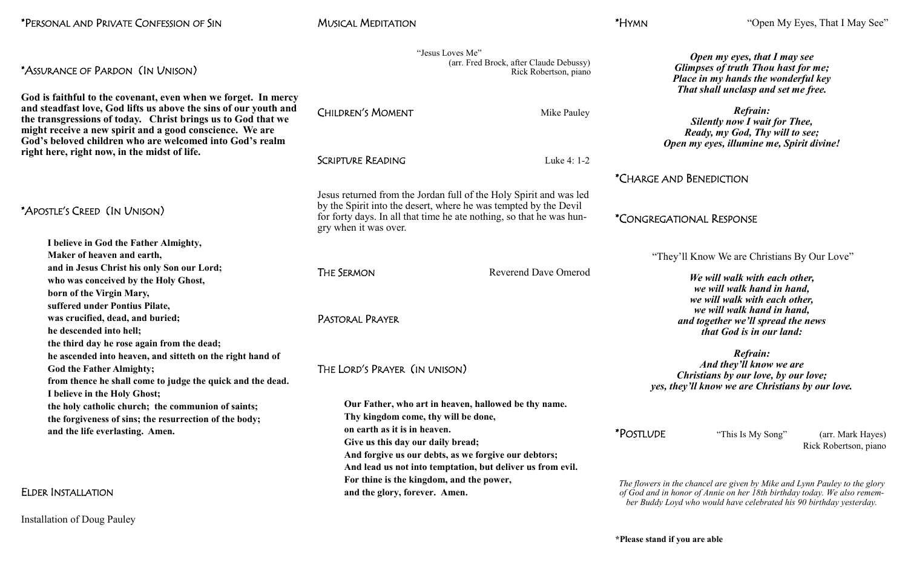## *Personal and Private Confession of Sin

## *Assurance of Pardon (In Unison)

**God is faithful to the covenant, even when we forget. In mercy and steadfast love, God lifts us above the sins of our youth and the transgressions of today. Christ brings us to God that we might receive a new spirit and a good conscience. We are God's beloved children who are welcomed into God's realm right here, right now, in the midst of life.**

## *Apostle's Creed (In Unison)

**I believe in God the Father Almighty,**
**Maker of heaven and earth,**
**and in Jesus Christ his only Son our Lord;**
**who was conceived by the Holy Ghost,**
**born of the Virgin Mary,**
**suffered under Pontius Pilate,**
**was crucified, dead, and buried;**
**he descended into hell;**
**the third day he rose again from the dead;**
**he ascended into heaven, and sitteth on the right hand of God the Father Almighty;**
**from thence he shall come to judge the quick and the dead.**
**I believe in the Holy Ghost;**
**the holy catholic church; the communion of saints;**
**the forgiveness of sins; the resurrection of the body;**
**and the life everlasting. Amen.**

## Elder Installation

Installation of Doug Pauley

## Musical Meditation

"Jesus Loves Me"
(arr. Fred Brock, after Claude Debussy)
Rick Robertson, piano

## Children's Moment — Mike Pauley

## Scripture Reading — Luke 4: 1-2

Jesus returned from the Jordan full of the Holy Spirit and was led by the Spirit into the desert, where he was tempted by the Devil for forty days. In all that time he ate nothing, so that he was hungry when it was over.

## The Sermon — Reverend Dave Omerod

## Pastoral Prayer

## The Lord's Prayer (in unison)

**Our Father, who art in heaven, hallowed be thy name.**
**Thy kingdom come, thy will be done,**
**on earth as it is in heaven.**
**Give us this day our daily bread;**
**And forgive us our debts, as we forgive our debtors;**
**And lead us not into temptation, but deliver us from evil.**
**For thine is the kingdom, and the power,**
**and the glory, forever. Amen.**

## *Hymn — "Open My Eyes, That I May See"

***Open my eyes, that I may see***
***Glimpses of truth Thou hast for me;***
***Place in my hands the wonderful key***
***That shall unclasp and set me free.***

***Refrain:***
***Silently now I wait for Thee,***
***Ready, my God, Thy will to see;***
***Open my eyes, illumine me, Spirit divine!***

## *Charge and Benediction

## *Congregational Response

"They'll Know We are Christians By Our Love"

***We will walk with each other,***
***we will walk hand in hand,***
***we will walk with each other,***
***we will walk hand in hand,***
***and together we'll spread the news***
***that God is in our land:***

***Refrain:***
***And they'll know we are***
***Christians by our love, by our love;***
***yes, they'll know we are Christians by our love.***

## *Postlude — "This Is My Song" (arr. Mark Hayes)

Rick Robertson, piano

*The flowers in the chancel are given by Mike and Lynn Pauley to the glory of God and in honor of Annie on her 18th birthday today. We also remember Buddy Loyd who would have celebrated his 90 birthday yesterday.*

**\*Please stand if you are able**